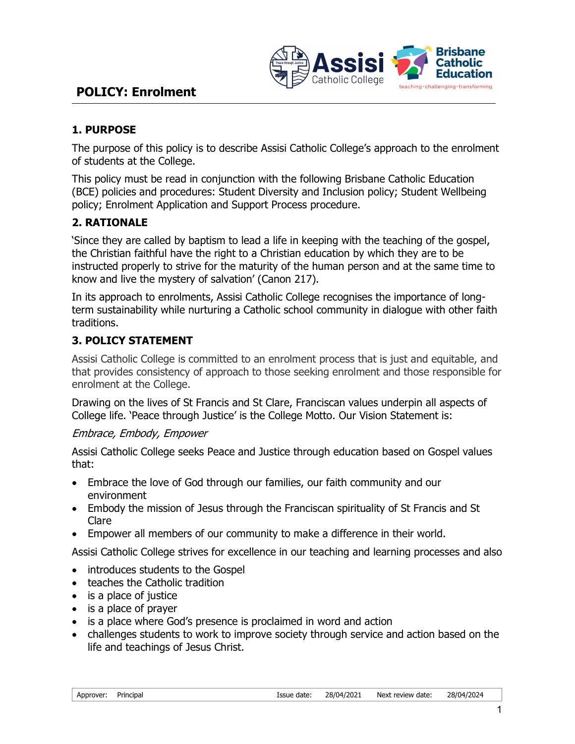# POLICY: Enrolment

## 1. PURPOSE

The purpose of this policy is to describe Assisi Catholic College's approach to the enrolment of students at the College.

This policy must be read in conjunction with the following Brisbane Catholic Education (BCE) policies and procedures: Student Diversity and Inclusion policy; Student Wellbeing policy; Enrolment Application and Support Process procedure.

## 2. RATIONALE

'Since they are called by baptism to lead a life in keeping with the teaching of the gospel, the Christian faithful have the right to a Christian education by which they are to be instructed properly to strive for the maturity of the human person and at the same time to know and live the mystery of salvation' (Canon 217).

In its approach to enrolments, Assisi Catholic College recognises the importance of long-term sustainability while nurturing a Catholic school community in dialogue with other faith traditions.

## 3. POLICY STATEMENT

Assisi Catholic College is committed to an enrolment process that is just and equitable, and that provides consistency of approach to those seeking enrolment and those responsible for enrolment at the College.

Drawing on the lives of St Francis and St Clare, Franciscan values underpin all aspects of College life. 'Peace through Justice' is the College Motto. Our Vision Statement is:

*Embrace, Embody, Empower*

Assisi Catholic College seeks Peace and Justice through education based on Gospel values that:

- Embrace the love of God through our families, our faith community and our environment
- Embody the mission of Jesus through the Franciscan spirituality of St Francis and St Clare
- Empower all members of our community to make a difference in their world.

Assisi Catholic College strives for excellence in our teaching and learning processes and also

- introduces students to the Gospel
- teaches the Catholic tradition
- is a place of justice
- is a place of prayer
- is a place where God's presence is proclaimed in word and action
- challenges students to work to improve society through service and action based on the life and teachings of Jesus Christ.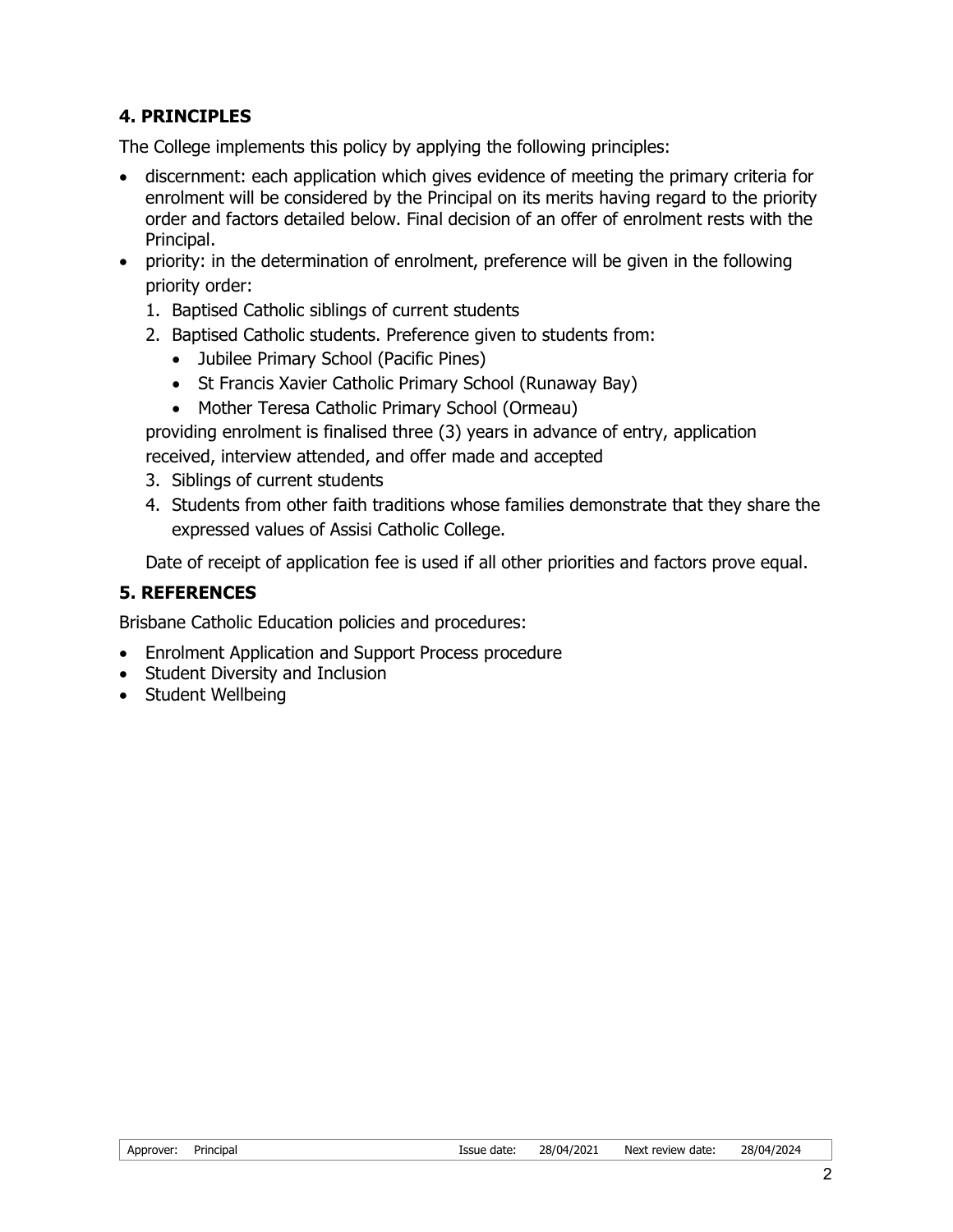## 4. PRINCIPLES

The College implements this policy by applying the following principles:

- discernment: each application which gives evidence of meeting the primary criteria for enrolment will be considered by the Principal on its merits having regard to the priority order and factors detailed below. Final decision of an offer of enrolment rests with the Principal.
- priority: in the determination of enrolment, preference will be given in the following priority order:
  1. Baptised Catholic siblings of current students
  2. Baptised Catholic students. Preference given to students from:
     - Jubilee Primary School (Pacific Pines)
     - St Francis Xavier Catholic Primary School (Runaway Bay)
     - Mother Teresa Catholic Primary School (Ormeau)

     providing enrolment is finalised three (3) years in advance of entry, application received, interview attended, and offer made and accepted
  3. Siblings of current students
  4. Students from other faith traditions whose families demonstrate that they share the expressed values of Assisi Catholic College.

  Date of receipt of application fee is used if all other priorities and factors prove equal.

## 5. REFERENCES

Brisbane Catholic Education policies and procedures:

- Enrolment Application and Support Process procedure
- Student Diversity and Inclusion
- Student Wellbeing